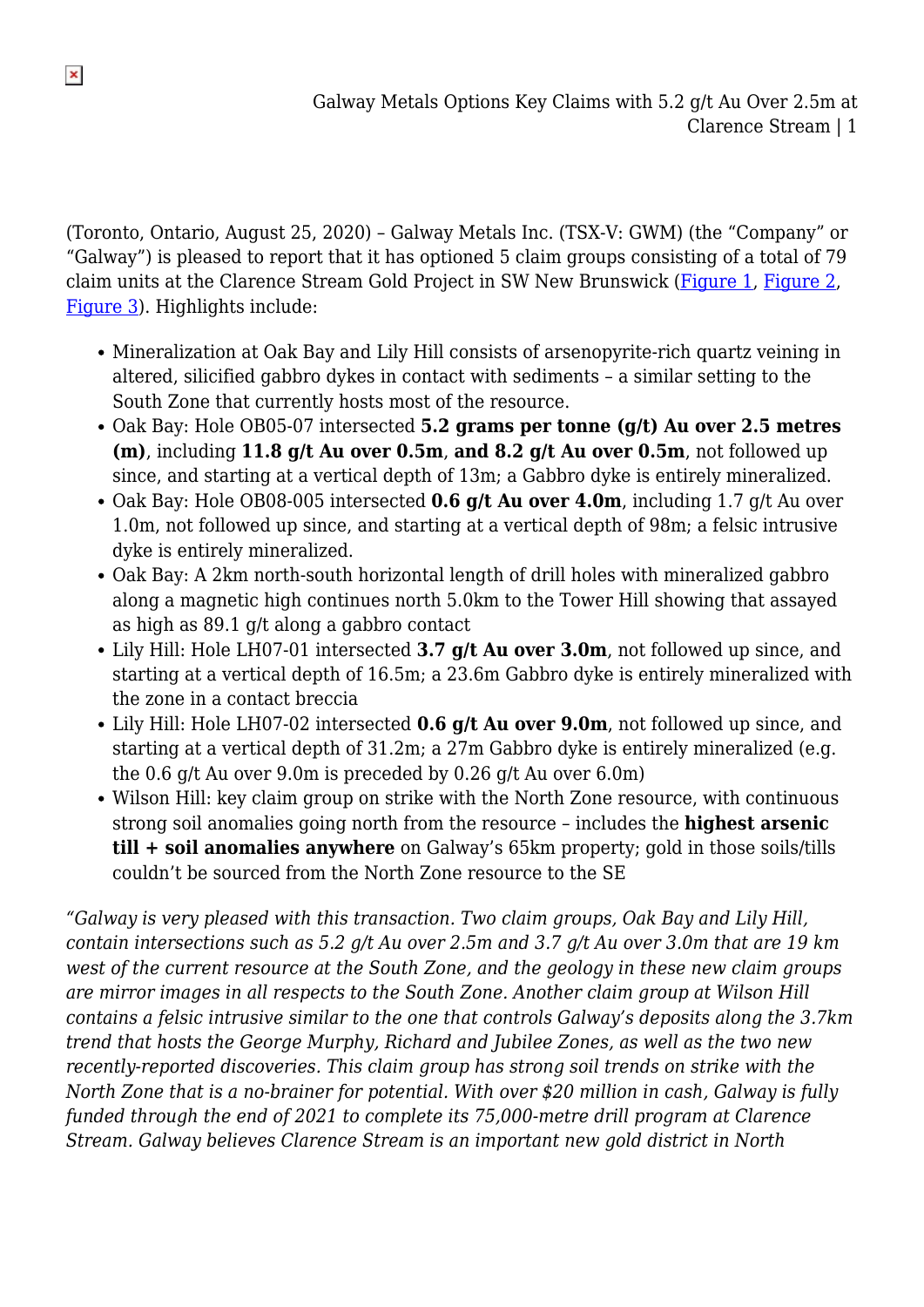(Toronto, Ontario, August 25, 2020) – Galway Metals Inc. (TSX-V: GWM) (the "Company" or "Galway") is pleased to report that it has optioned 5 claim groups consisting of a total of 79 claim units at the Clarence Stream Gold Project in SW New Brunswick (Figure 1, Figure 2, Figure 3). Highlights include:

- Mineralization at Oak Bay and Lily Hill consists of arsenopyrite-rich quartz veining in altered, silicified gabbro dykes in contact with sediments – a similar setting to the South Zone that currently hosts most of the resource.
- Oak Bay: Hole OB05-07 intersected **5.2 grams per tonne (g/t) Au over 2.5 metres (m)**, including **11.8 g/t Au over 0.5m**, **and 8.2 g/t Au over 0.5m**, not followed up since, and starting at a vertical depth of 13m; a Gabbro dyke is entirely mineralized.
- Oak Bay: Hole OB08-005 intersected **0.6 g/t Au over 4.0m**, including 1.7 g/t Au over 1.0m, not followed up since, and starting at a vertical depth of 98m; a felsic intrusive dyke is entirely mineralized.
- Oak Bay: A 2km north-south horizontal length of drill holes with mineralized gabbro along a magnetic high continues north 5.0km to the Tower Hill showing that assayed as high as 89.1 g/t along a gabbro contact
- Lily Hill: Hole LH07-01 intersected **3.7 g/t Au over 3.0m**, not followed up since, and starting at a vertical depth of 16.5m; a 23.6m Gabbro dyke is entirely mineralized with the zone in a contact breccia
- Lily Hill: Hole LH07-02 intersected **0.6 g/t Au over 9.0m**, not followed up since, and starting at a vertical depth of 31.2m; a 27m Gabbro dyke is entirely mineralized (e.g. the 0.6 g/t Au over 9.0m is preceded by 0.26 g/t Au over 6.0m)
- Wilson Hill: key claim group on strike with the North Zone resource, with continuous strong soil anomalies going north from the resource – includes the **highest arsenic till + soil anomalies anywhere** on Galway's 65km property; gold in those soils/tills couldn't be sourced from the North Zone resource to the SE

*"Galway is very pleased with this transaction. Two claim groups, Oak Bay and Lily Hill, contain intersections such as 5.2 g/t Au over 2.5m and 3.7 g/t Au over 3.0m that are 19 km west of the current resource at the South Zone, and the geology in these new claim groups are mirror images in all respects to the South Zone. Another claim group at Wilson Hill contains a felsic intrusive similar to the one that controls Galway's deposits along the 3.7km trend that hosts the George Murphy, Richard and Jubilee Zones, as well as the two new recently-reported discoveries. This claim group has strong soil trends on strike with the North Zone that is a no-brainer for potential. With over $20 million in cash, Galway is fully funded through the end of 2021 to complete its 75,000-metre drill program at Clarence Stream. Galway believes Clarence Stream is an important new gold district in North*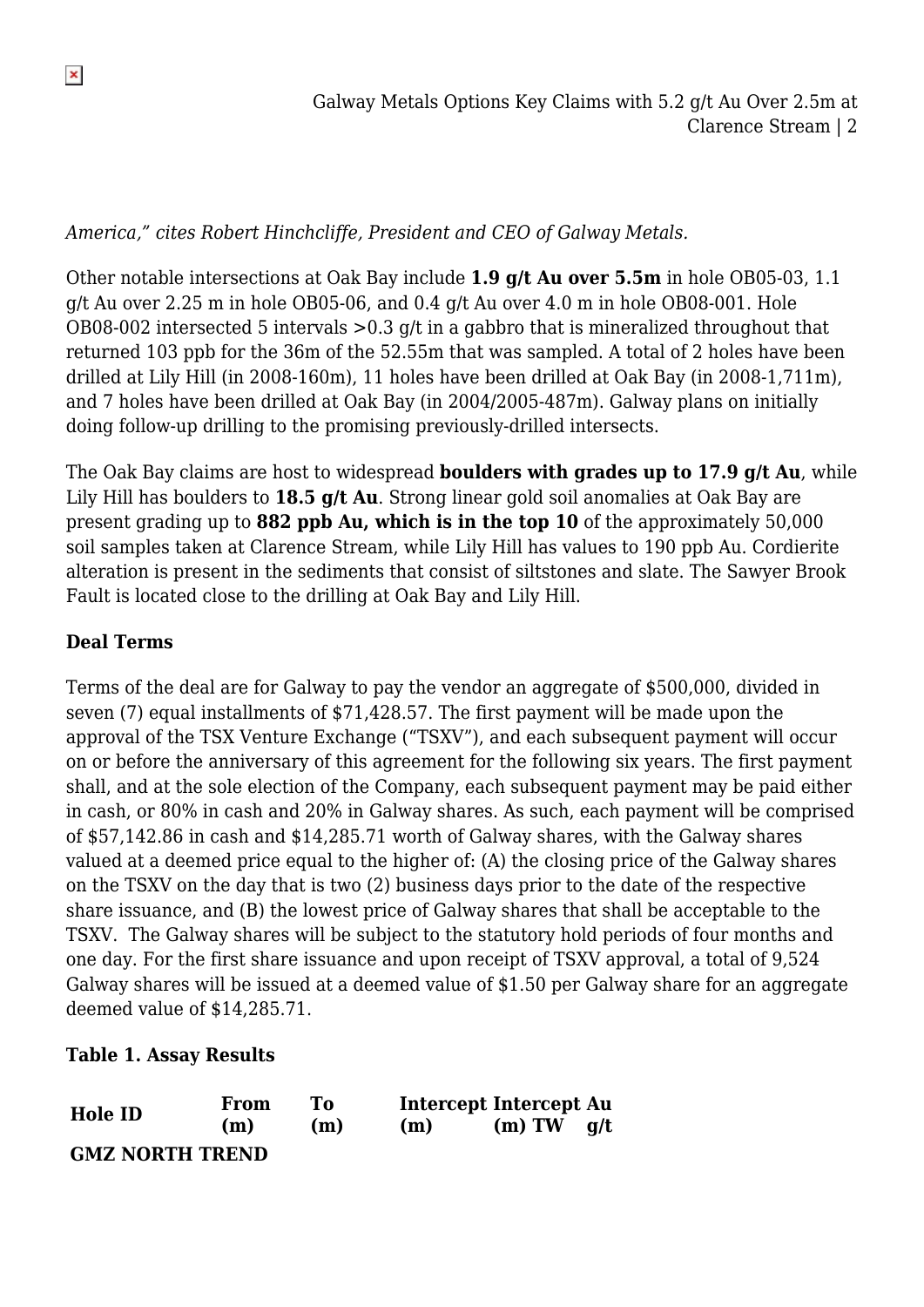*America," cites Robert Hinchcliffe, President and CEO of Galway Metals.*

Other notable intersections at Oak Bay include **1.9 g/t Au over 5.5m** in hole OB05-03, 1.1 g/t Au over 2.25 m in hole OB05-06, and 0.4 g/t Au over 4.0 m in hole OB08-001. Hole OB08-002 intersected 5 intervals >0.3 g/t in a gabbro that is mineralized throughout that returned 103 ppb for the 36m of the 52.55m that was sampled. A total of 2 holes have been drilled at Lily Hill (in 2008-160m), 11 holes have been drilled at Oak Bay (in 2008-1,711m), and 7 holes have been drilled at Oak Bay (in 2004/2005-487m). Galway plans on initially doing follow-up drilling to the promising previously-drilled intersects.

The Oak Bay claims are host to widespread **boulders with grades up to 17.9 g/t Au**, while Lily Hill has boulders to **18.5 g/t Au**. Strong linear gold soil anomalies at Oak Bay are present grading up to **882 ppb Au, which is in the top 10** of the approximately 50,000 soil samples taken at Clarence Stream, while Lily Hill has values to 190 ppb Au. Cordierite alteration is present in the sediments that consist of siltstones and slate. The Sawyer Brook Fault is located close to the drilling at Oak Bay and Lily Hill.

**Deal Terms**

Terms of the deal are for Galway to pay the vendor an aggregate of $500,000, divided in seven (7) equal installments of $71,428.57. The first payment will be made upon the approval of the TSX Venture Exchange ("TSXV"), and each subsequent payment will occur on or before the anniversary of this agreement for the following six years. The first payment shall, and at the sole election of the Company, each subsequent payment may be paid either in cash, or 80% in cash and 20% in Galway shares. As such, each payment will be comprised of $57,142.86 in cash and $14,285.71 worth of Galway shares, with the Galway shares valued at a deemed price equal to the higher of: (A) the closing price of the Galway shares on the TSXV on the day that is two (2) business days prior to the date of the respective share issuance, and (B) the lowest price of Galway shares that shall be acceptable to the TSXV. The Galway shares will be subject to the statutory hold periods of four months and one day. For the first share issuance and upon receipt of TSXV approval, a total of 9,524 Galway shares will be issued at a deemed value of $1.50 per Galway share for an aggregate deemed value of $14,285.71.

**Table 1. Assay Results**

| Hole ID | From (m) | To (m) | Intercept (m) | Intercept (m) TW | Au g/t |
|---|---|---|---|---|---|
| **GMZ NORTH TREND** | | | | | |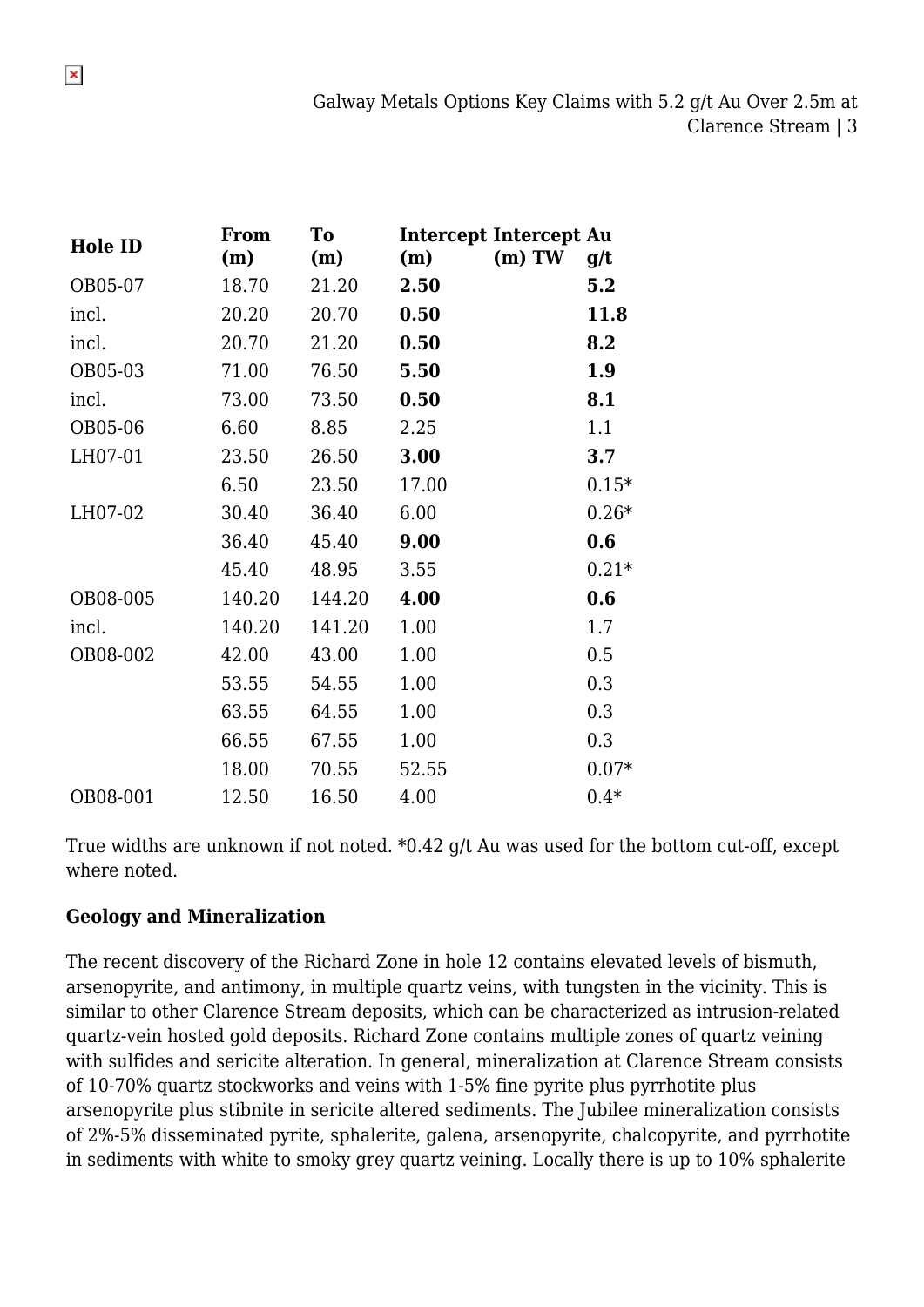| Hole ID | From (m) | To (m) | Intercept (m) | Intercept (m) TW | Au g/t |
|---|---|---|---|---|---|
| OB05-07 | 18.70 | 21.20 | **2.50** | | **5.2** |
| incl. | 20.20 | 20.70 | **0.50** | | **11.8** |
| incl. | 20.70 | 21.20 | **0.50** | | **8.2** |
| OB05-03 | 71.00 | 76.50 | **5.50** | | **1.9** |
| incl. | 73.00 | 73.50 | **0.50** | | **8.1** |
| OB05-06 | 6.60 | 8.85 | 2.25 | | 1.1 |
| LH07-01 | 23.50 | 26.50 | **3.00** | | **3.7** |
| | 6.50 | 23.50 | 17.00 | | 0.15* |
| LH07-02 | 30.40 | 36.40 | 6.00 | | 0.26* |
| | 36.40 | 45.40 | **9.00** | | **0.6** |
| | 45.40 | 48.95 | 3.55 | | 0.21* |
| OB08-005 | 140.20 | 144.20 | **4.00** | | **0.6** |
| incl. | 140.20 | 141.20 | 1.00 | | 1.7 |
| OB08-002 | 42.00 | 43.00 | 1.00 | | 0.5 |
| | 53.55 | 54.55 | 1.00 | | 0.3 |
| | 63.55 | 64.55 | 1.00 | | 0.3 |
| | 66.55 | 67.55 | 1.00 | | 0.3 |
| | 18.00 | 70.55 | 52.55 | | 0.07* |
| OB08-001 | 12.50 | 16.50 | 4.00 | | 0.4* |

True widths are unknown if not noted. *0.42 g/t Au was used for the bottom cut-off, except where noted.

**Geology and Mineralization**

The recent discovery of the Richard Zone in hole 12 contains elevated levels of bismuth, arsenopyrite, and antimony, in multiple quartz veins, with tungsten in the vicinity. This is similar to other Clarence Stream deposits, which can be characterized as intrusion-related quartz-vein hosted gold deposits. Richard Zone contains multiple zones of quartz veining with sulfides and sericite alteration. In general, mineralization at Clarence Stream consists of 10-70% quartz stockworks and veins with 1-5% fine pyrite plus pyrrhotite plus arsenopyrite plus stibnite in sericite altered sediments. The Jubilee mineralization consists of 2%-5% disseminated pyrite, sphalerite, galena, arsenopyrite, chalcopyrite, and pyrrhotite in sediments with white to smoky grey quartz veining. Locally there is up to 10% sphalerite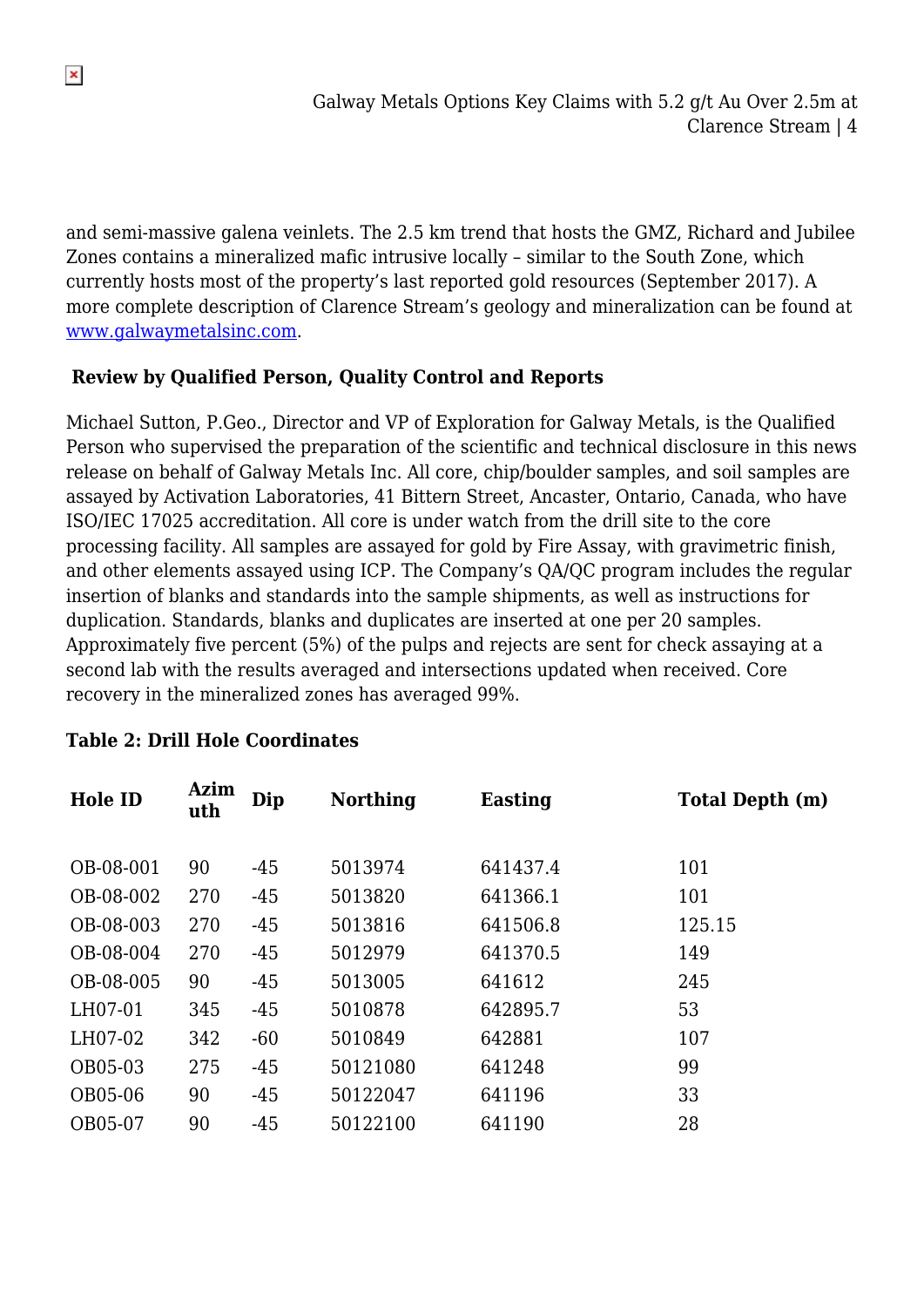and semi-massive galena veinlets. The 2.5 km trend that hosts the GMZ, Richard and Jubilee Zones contains a mineralized mafic intrusive locally – similar to the South Zone, which currently hosts most of the property's last reported gold resources (September 2017). A more complete description of Clarence Stream's geology and mineralization can be found at [www.galwaymetalsinc.com](http://www.galwaymetalsinc.com).

**Review by Qualified Person, Quality Control and Reports**

Michael Sutton, P.Geo., Director and VP of Exploration for Galway Metals, is the Qualified Person who supervised the preparation of the scientific and technical disclosure in this news release on behalf of Galway Metals Inc. All core, chip/boulder samples, and soil samples are assayed by Activation Laboratories, 41 Bittern Street, Ancaster, Ontario, Canada, who have ISO/IEC 17025 accreditation. All core is under watch from the drill site to the core processing facility. All samples are assayed for gold by Fire Assay, with gravimetric finish, and other elements assayed using ICP. The Company's QA/QC program includes the regular insertion of blanks and standards into the sample shipments, as well as instructions for duplication. Standards, blanks and duplicates are inserted at one per 20 samples. Approximately five percent (5%) of the pulps and rejects are sent for check assaying at a second lab with the results averaged and intersections updated when received. Core recovery in the mineralized zones has averaged 99%.

**Table 2: Drill Hole Coordinates**

| Hole ID | Azimuth | Dip | Northing | Easting | Total Depth (m) |
|---|---|---|---|---|---|
| OB-08-001 | 90 | -45 | 5013974 | 641437.4 | 101 |
| OB-08-002 | 270 | -45 | 5013820 | 641366.1 | 101 |
| OB-08-003 | 270 | -45 | 5013816 | 641506.8 | 125.15 |
| OB-08-004 | 270 | -45 | 5012979 | 641370.5 | 149 |
| OB-08-005 | 90 | -45 | 5013005 | 641612 | 245 |
| LH07-01 | 345 | -45 | 5010878 | 642895.7 | 53 |
| LH07-02 | 342 | -60 | 5010849 | 642881 | 107 |
| OB05-03 | 275 | -45 | 50121080 | 641248 | 99 |
| OB05-06 | 90 | -45 | 50122047 | 641196 | 33 |
| OB05-07 | 90 | -45 | 50122100 | 641190 | 28 |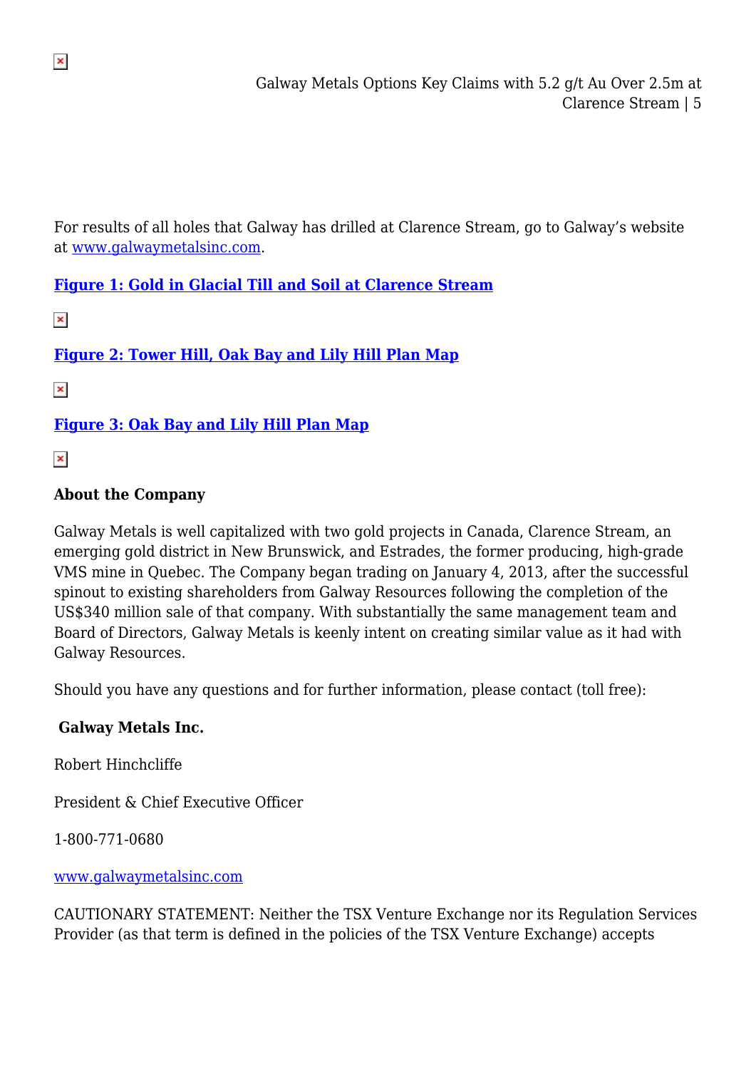For results of all holes that Galway has drilled at Clarence Stream, go to Galway's website at www.galwaymetalsinc.com.

**Figure 1: Gold in Glacial Till and Soil at Clarence Stream**

**Figure 2: Tower Hill, Oak Bay and Lily Hill Plan Map**

**Figure 3: Oak Bay and Lily Hill Plan Map**

**About the Company**

Galway Metals is well capitalized with two gold projects in Canada, Clarence Stream, an emerging gold district in New Brunswick, and Estrades, the former producing, high-grade VMS mine in Quebec. The Company began trading on January 4, 2013, after the successful spinout to existing shareholders from Galway Resources following the completion of the US$340 million sale of that company. With substantially the same management team and Board of Directors, Galway Metals is keenly intent on creating similar value as it had with Galway Resources.

Should you have any questions and for further information, please contact (toll free):

**Galway Metals Inc.**

Robert Hinchcliffe

President & Chief Executive Officer

1-800-771-0680

www.galwaymetalsinc.com

CAUTIONARY STATEMENT: Neither the TSX Venture Exchange nor its Regulation Services Provider (as that term is defined in the policies of the TSX Venture Exchange) accepts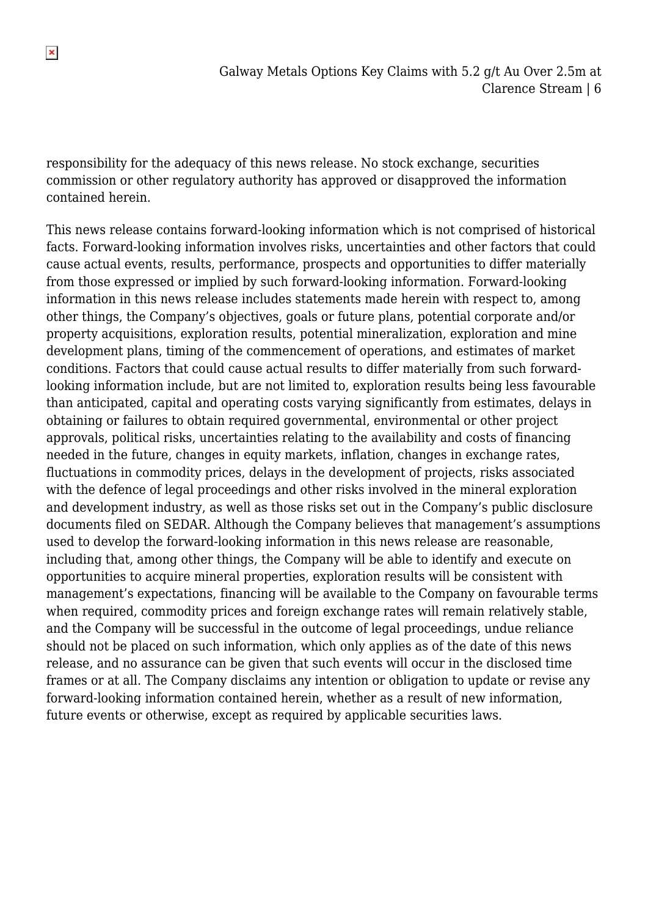responsibility for the adequacy of this news release. No stock exchange, securities commission or other regulatory authority has approved or disapproved the information contained herein.

This news release contains forward-looking information which is not comprised of historical facts. Forward-looking information involves risks, uncertainties and other factors that could cause actual events, results, performance, prospects and opportunities to differ materially from those expressed or implied by such forward-looking information. Forward-looking information in this news release includes statements made herein with respect to, among other things, the Company's objectives, goals or future plans, potential corporate and/or property acquisitions, exploration results, potential mineralization, exploration and mine development plans, timing of the commencement of operations, and estimates of market conditions. Factors that could cause actual results to differ materially from such forward-looking information include, but are not limited to, exploration results being less favourable than anticipated, capital and operating costs varying significantly from estimates, delays in obtaining or failures to obtain required governmental, environmental or other project approvals, political risks, uncertainties relating to the availability and costs of financing needed in the future, changes in equity markets, inflation, changes in exchange rates, fluctuations in commodity prices, delays in the development of projects, risks associated with the defence of legal proceedings and other risks involved in the mineral exploration and development industry, as well as those risks set out in the Company's public disclosure documents filed on SEDAR. Although the Company believes that management's assumptions used to develop the forward-looking information in this news release are reasonable, including that, among other things, the Company will be able to identify and execute on opportunities to acquire mineral properties, exploration results will be consistent with management's expectations, financing will be available to the Company on favourable terms when required, commodity prices and foreign exchange rates will remain relatively stable, and the Company will be successful in the outcome of legal proceedings, undue reliance should not be placed on such information, which only applies as of the date of this news release, and no assurance can be given that such events will occur in the disclosed time frames or at all. The Company disclaims any intention or obligation to update or revise any forward-looking information contained herein, whether as a result of new information, future events or otherwise, except as required by applicable securities laws.